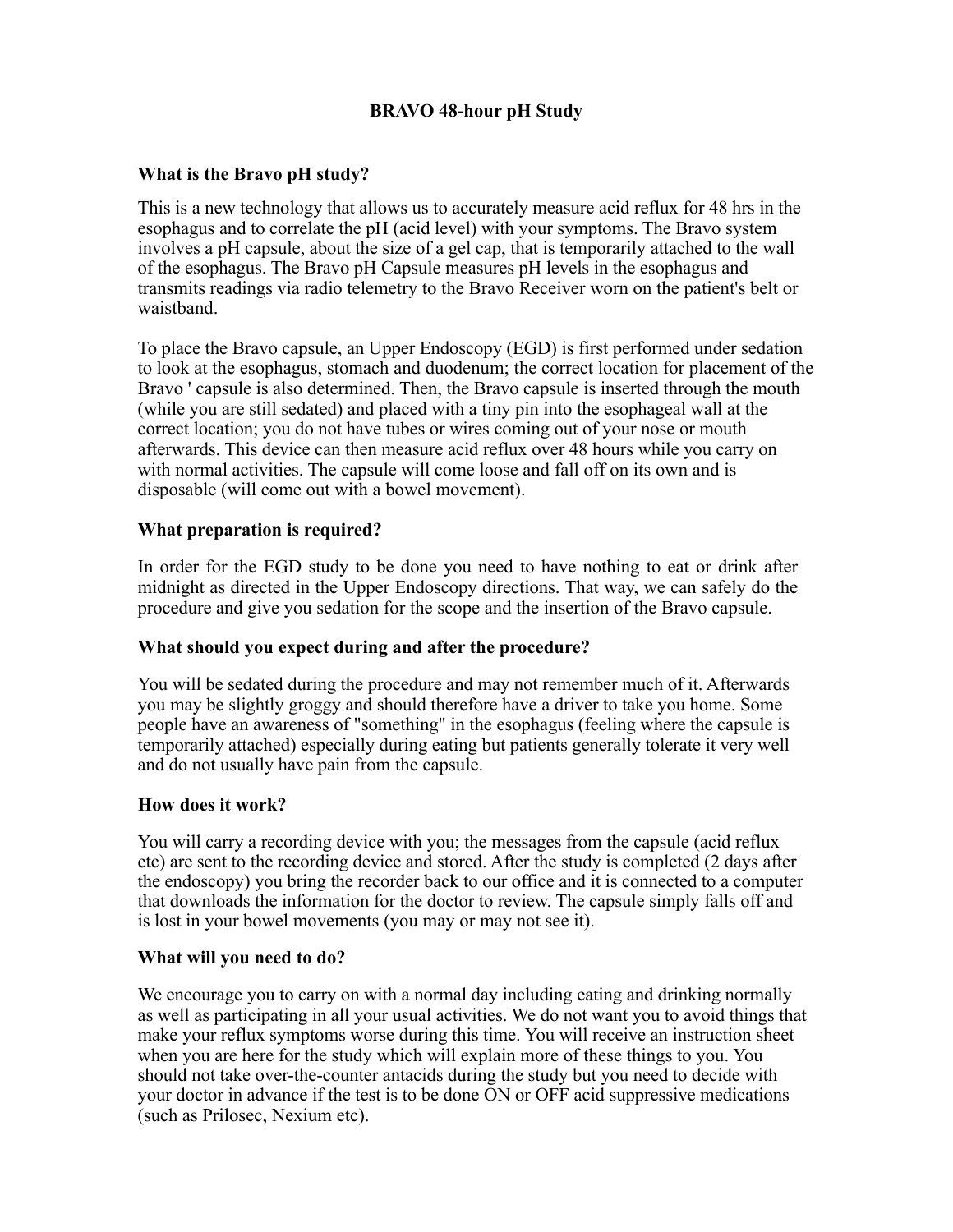# BRAVO 48-hour pH Study

### What is the Bravo pH study?

This is a new technology that allows us to accurately measure acid reflux for 48 hrs in the esophagus and to correlate the pH (acid level) with your symptoms. The Bravo system involves a pH capsule, about the size of a gel cap, that is temporarily attached to the wall of the esophagus. The Bravo pH Capsule measures pH levels in the esophagus and transmits readings via radio telemetry to the Bravo Receiver worn on the patient's belt or waistband.

To place the Bravo capsule, an Upper Endoscopy (EGD) is first performed under sedation to look at the esophagus, stomach and duodenum; the correct location for placement of the Bravo ' capsule is also determined. Then, the Bravo capsule is inserted through the mouth (while you are still sedated) and placed with a tiny pin into the esophageal wall at the correct location; you do not have tubes or wires coming out of your nose or mouth afterwards. This device can then measure acid reflux over 48 hours while you carry on with normal activities. The capsule will come loose and fall off on its own and is disposable (will come out with a bowel movement).

### What preparation is required?

In order for the EGD study to be done you need to have nothing to eat or drink after midnight as directed in the Upper Endoscopy directions. That way, we can safely do the procedure and give you sedation for the scope and the insertion of the Bravo capsule.

### What should you expect during and after the procedure?

You will be sedated during the procedure and may not remember much of it. Afterwards you may be slightly groggy and should therefore have a driver to take you home. Some people have an awareness of "something" in the esophagus (feeling where the capsule is temporarily attached) especially during eating but patients generally tolerate it very well and do not usually have pain from the capsule.

### How does it work?

You will carry a recording device with you; the messages from the capsule (acid reflux etc) are sent to the recording device and stored. After the study is completed (2 days after the endoscopy) you bring the recorder back to our office and it is connected to a computer that downloads the information for the doctor to review. The capsule simply falls off and is lost in your bowel movements (you may or may not see it).

### What will you need to do?

We encourage you to carry on with a normal day including eating and drinking normally as well as participating in all your usual activities. We do not want you to avoid things that make your reflux symptoms worse during this time. You will receive an instruction sheet when you are here for the study which will explain more of these things to you. You should not take over-the-counter antacids during the study but you need to decide with your doctor in advance if the test is to be done ON or OFF acid suppressive medications (such as Prilosec, Nexium etc).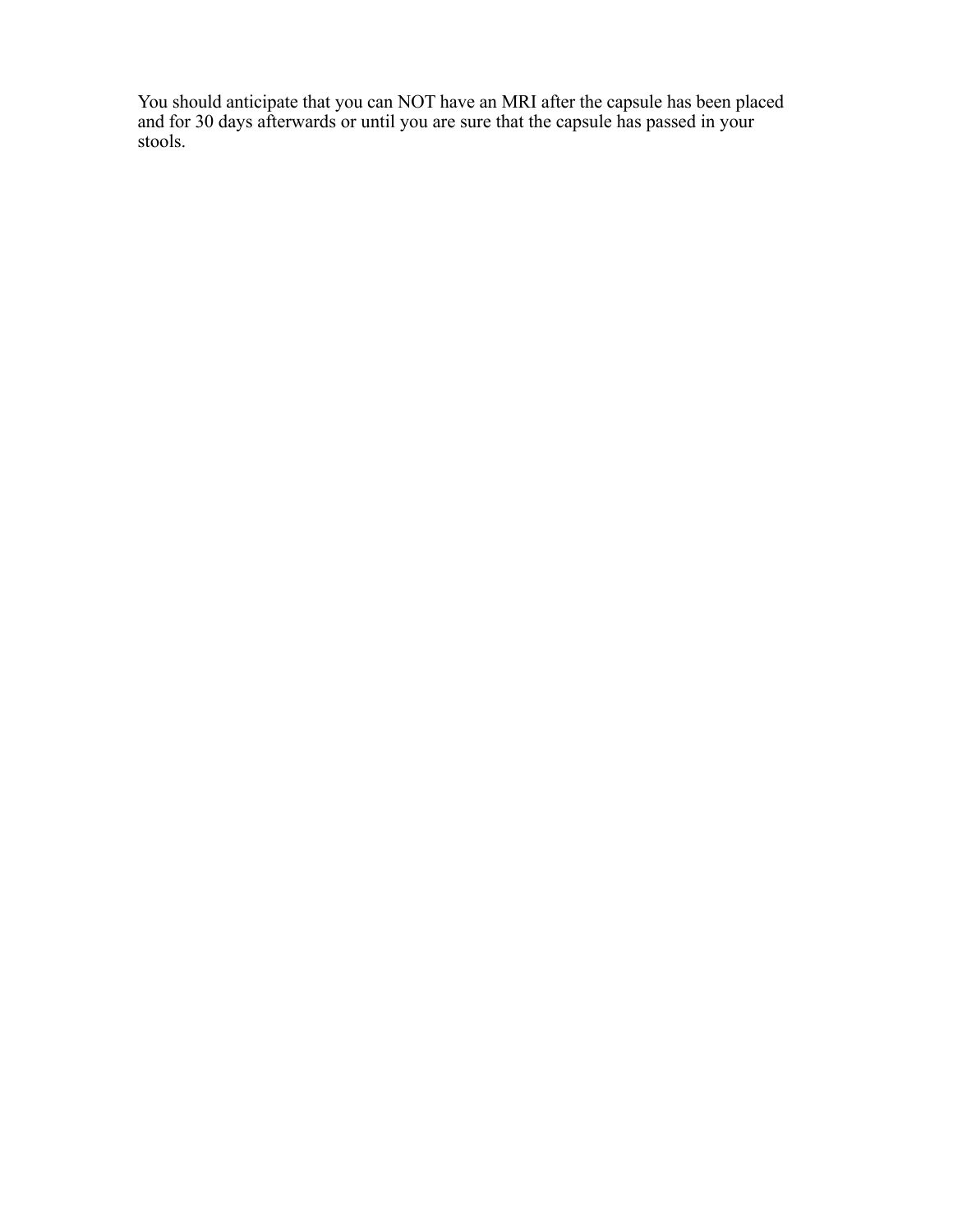You should anticipate that you can NOT have an MRI after the capsule has been placed and for 30 days afterwards or until you are sure that the capsule has passed in your stools.